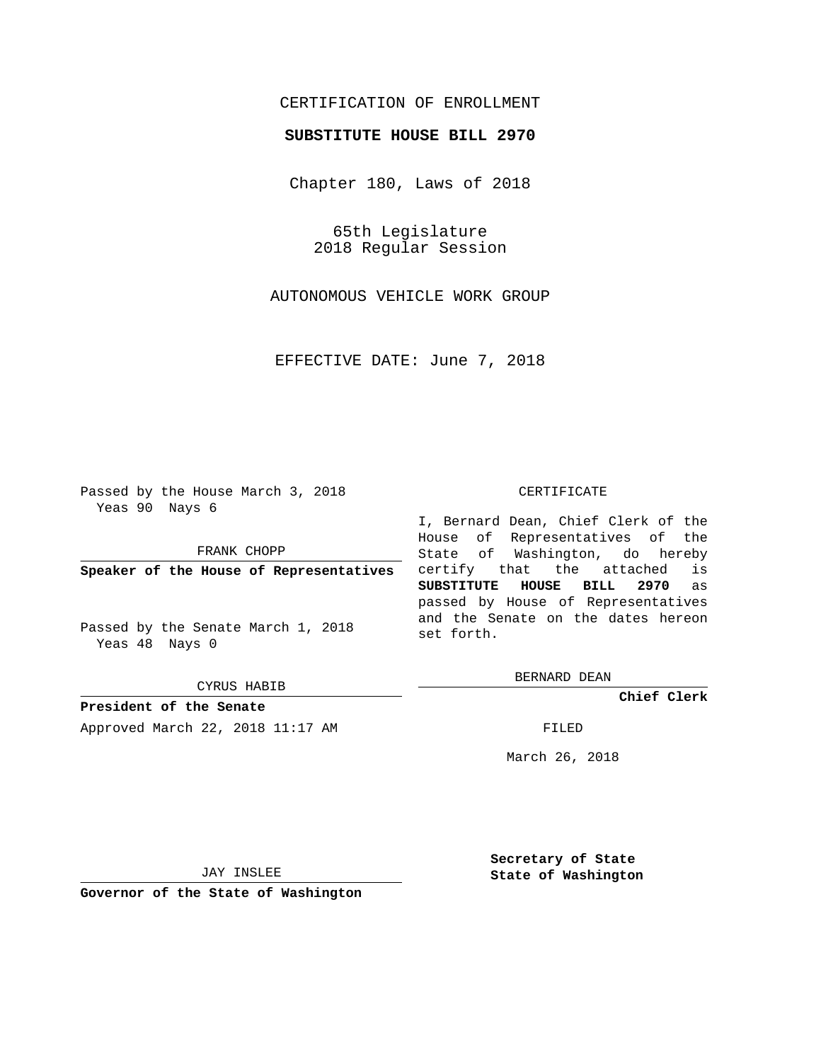CERTIFICATION OF ENROLLMENT

**SUBSTITUTE HOUSE BILL 2970**

Chapter 180, Laws of 2018

65th Legislature
2018 Regular Session

AUTONOMOUS VEHICLE WORK GROUP

EFFECTIVE DATE: June 7, 2018

Passed by the House March 3, 2018
Yeas 90 Nays 6

FRANK CHOPP

**Speaker of the House of Representatives**

Passed by the Senate March 1, 2018
Yeas 48 Nays 0

CYRUS HABIB

**President of the Senate**

Approved March 22, 2018 11:17 AM

JAY INSLEE

**Governor of the State of Washington**

CERTIFICATE

I, Bernard Dean, Chief Clerk of the House of Representatives of the State of Washington, do hereby certify that the attached is **SUBSTITUTE HOUSE BILL 2970** as passed by House of Representatives and the Senate on the dates hereon set forth.

BERNARD DEAN

**Chief Clerk**

FILED

March 26, 2018

**Secretary of State**
**State of Washington**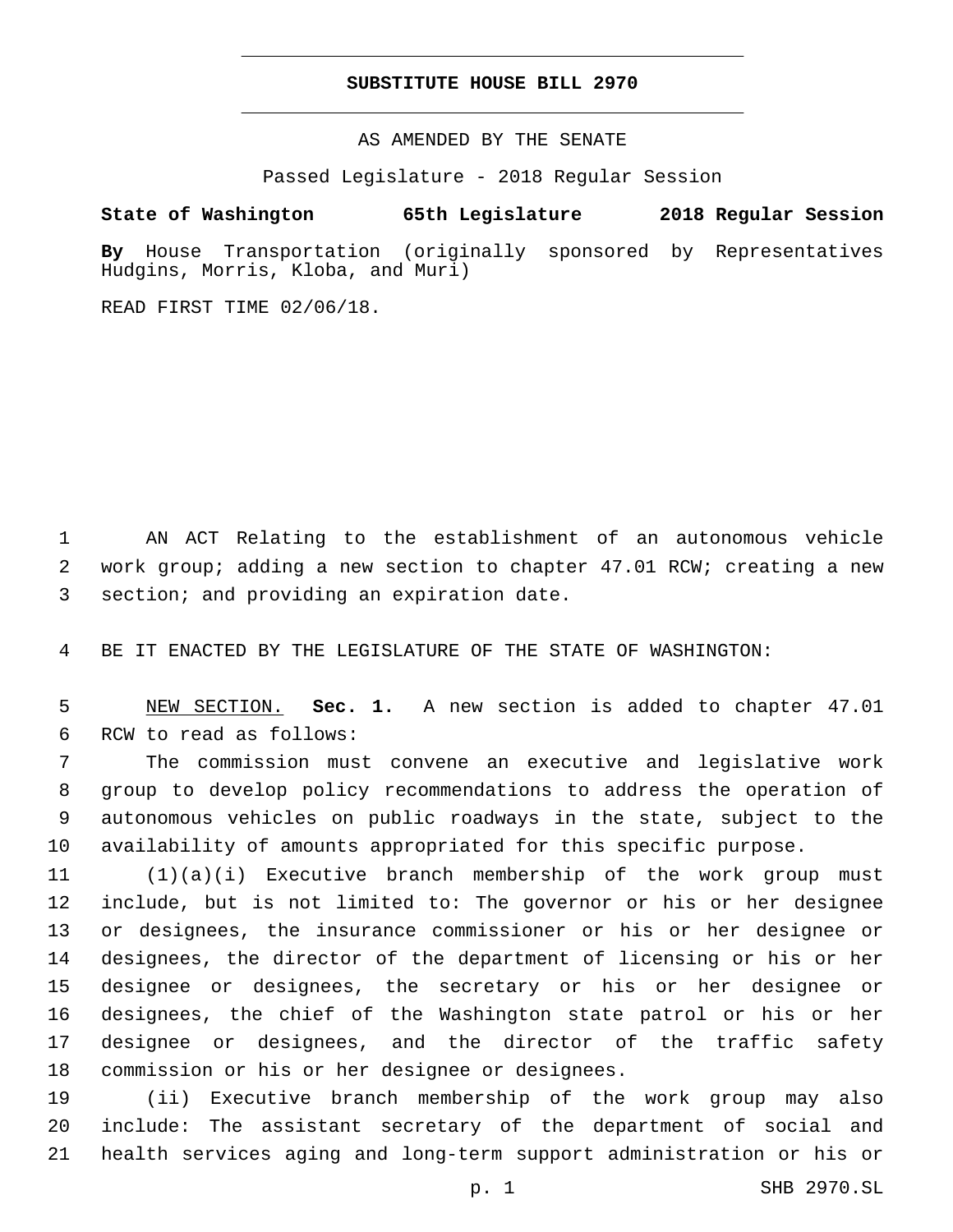# SUBSTITUTE HOUSE BILL 2970

AS AMENDED BY THE SENATE

Passed Legislature - 2018 Regular Session

**State of Washington 65th Legislature 2018 Regular Session**

**By** House Transportation (originally sponsored by Representatives Hudgins, Morris, Kloba, and Muri)

READ FIRST TIME 02/06/18.

AN ACT Relating to the establishment of an autonomous vehicle work group; adding a new section to chapter 47.01 RCW; creating a new section; and providing an expiration date.

BE IT ENACTED BY THE LEGISLATURE OF THE STATE OF WASHINGTON:

NEW SECTION. **Sec. 1.** A new section is added to chapter 47.01 RCW to read as follows:

The commission must convene an executive and legislative work group to develop policy recommendations to address the operation of autonomous vehicles on public roadways in the state, subject to the availability of amounts appropriated for this specific purpose.

(1)(a)(i) Executive branch membership of the work group must include, but is not limited to: The governor or his or her designee or designees, the insurance commissioner or his or her designee or designees, the director of the department of licensing or his or her designee or designees, the secretary or his or her designee or designees, the chief of the Washington state patrol or his or her designee or designees, and the director of the traffic safety commission or his or her designee or designees.

(ii) Executive branch membership of the work group may also include: The assistant secretary of the department of social and health services aging and long-term support administration or his or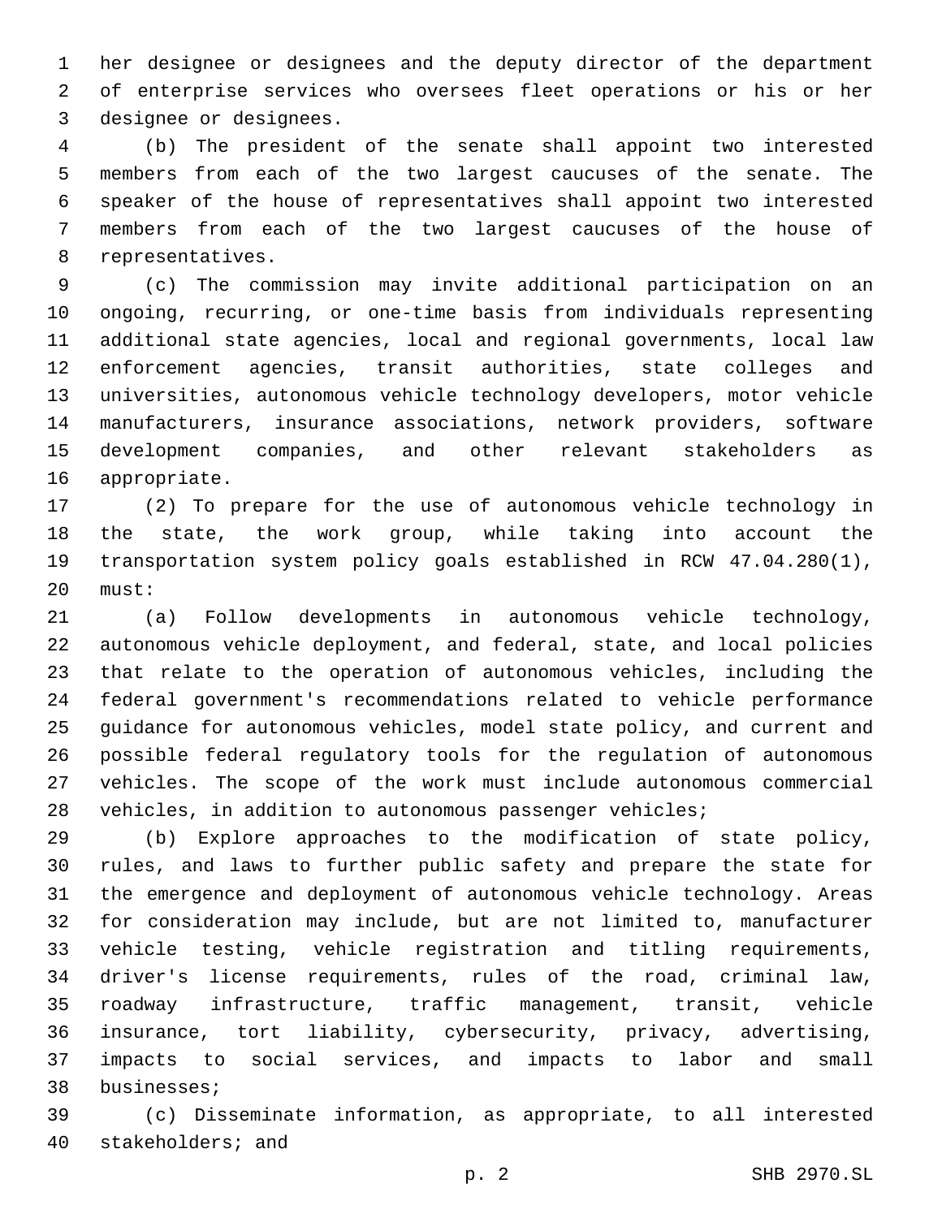her designee or designees and the deputy director of the department of enterprise services who oversees fleet operations or his or her designee or designees.

(b) The president of the senate shall appoint two interested members from each of the two largest caucuses of the senate. The speaker of the house of representatives shall appoint two interested members from each of the two largest caucuses of the house of representatives.

(c) The commission may invite additional participation on an ongoing, recurring, or one-time basis from individuals representing additional state agencies, local and regional governments, local law enforcement agencies, transit authorities, state colleges and universities, autonomous vehicle technology developers, motor vehicle manufacturers, insurance associations, network providers, software development companies, and other relevant stakeholders as appropriate.

(2) To prepare for the use of autonomous vehicle technology in the state, the work group, while taking into account the transportation system policy goals established in RCW 47.04.280(1), must:

(a) Follow developments in autonomous vehicle technology, autonomous vehicle deployment, and federal, state, and local policies that relate to the operation of autonomous vehicles, including the federal government's recommendations related to vehicle performance guidance for autonomous vehicles, model state policy, and current and possible federal regulatory tools for the regulation of autonomous vehicles. The scope of the work must include autonomous commercial vehicles, in addition to autonomous passenger vehicles;

(b) Explore approaches to the modification of state policy, rules, and laws to further public safety and prepare the state for the emergence and deployment of autonomous vehicle technology. Areas for consideration may include, but are not limited to, manufacturer vehicle testing, vehicle registration and titling requirements, driver's license requirements, rules of the road, criminal law, roadway infrastructure, traffic management, transit, vehicle insurance, tort liability, cybersecurity, privacy, advertising, impacts to social services, and impacts to labor and small businesses;

(c) Disseminate information, as appropriate, to all interested stakeholders; and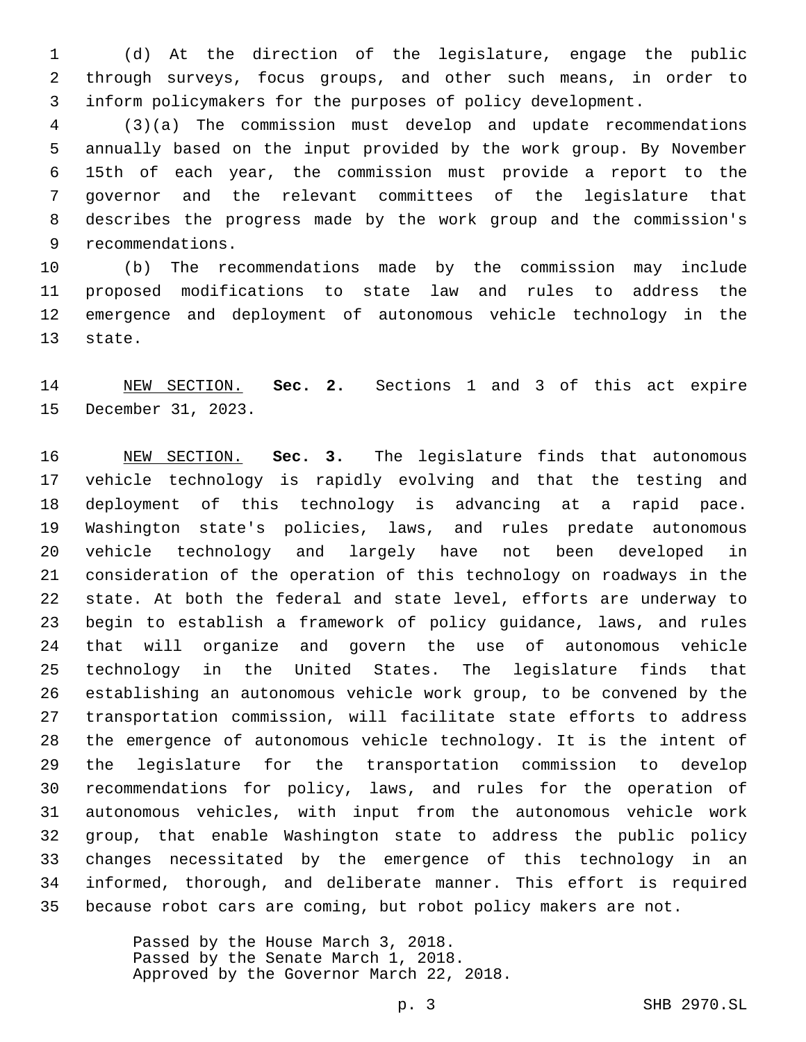(d) At the direction of the legislature, engage the public through surveys, focus groups, and other such means, in order to inform policymakers for the purposes of policy development.

(3)(a) The commission must develop and update recommendations annually based on the input provided by the work group. By November 15th of each year, the commission must provide a report to the governor and the relevant committees of the legislature that describes the progress made by the work group and the commission's recommendations.

(b) The recommendations made by the commission may include proposed modifications to state law and rules to address the emergence and deployment of autonomous vehicle technology in the state.

NEW SECTION. **Sec. 2.** Sections 1 and 3 of this act expire December 31, 2023.

NEW SECTION. **Sec. 3.** The legislature finds that autonomous vehicle technology is rapidly evolving and that the testing and deployment of this technology is advancing at a rapid pace. Washington state's policies, laws, and rules predate autonomous vehicle technology and largely have not been developed in consideration of the operation of this technology on roadways in the state. At both the federal and state level, efforts are underway to begin to establish a framework of policy guidance, laws, and rules that will organize and govern the use of autonomous vehicle technology in the United States. The legislature finds that establishing an autonomous vehicle work group, to be convened by the transportation commission, will facilitate state efforts to address the emergence of autonomous vehicle technology. It is the intent of the legislature for the transportation commission to develop recommendations for policy, laws, and rules for the operation of autonomous vehicles, with input from the autonomous vehicle work group, that enable Washington state to address the public policy changes necessitated by the emergence of this technology in an informed, thorough, and deliberate manner. This effort is required because robot cars are coming, but robot policy makers are not.

Passed by the House March 3, 2018.
Passed by the Senate March 1, 2018.
Approved by the Governor March 22, 2018.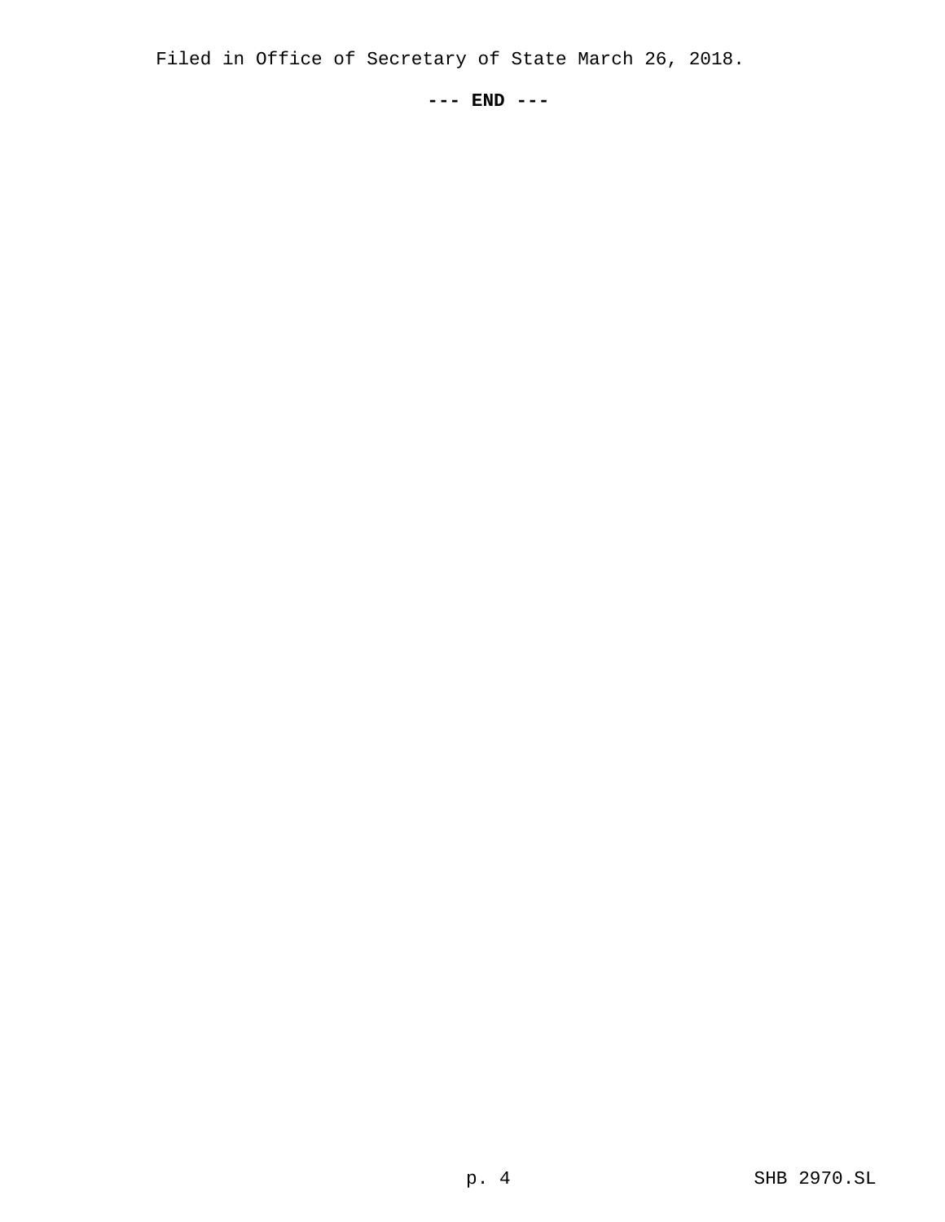Filed in Office of Secretary of State March 26, 2018.

**--- END ---**